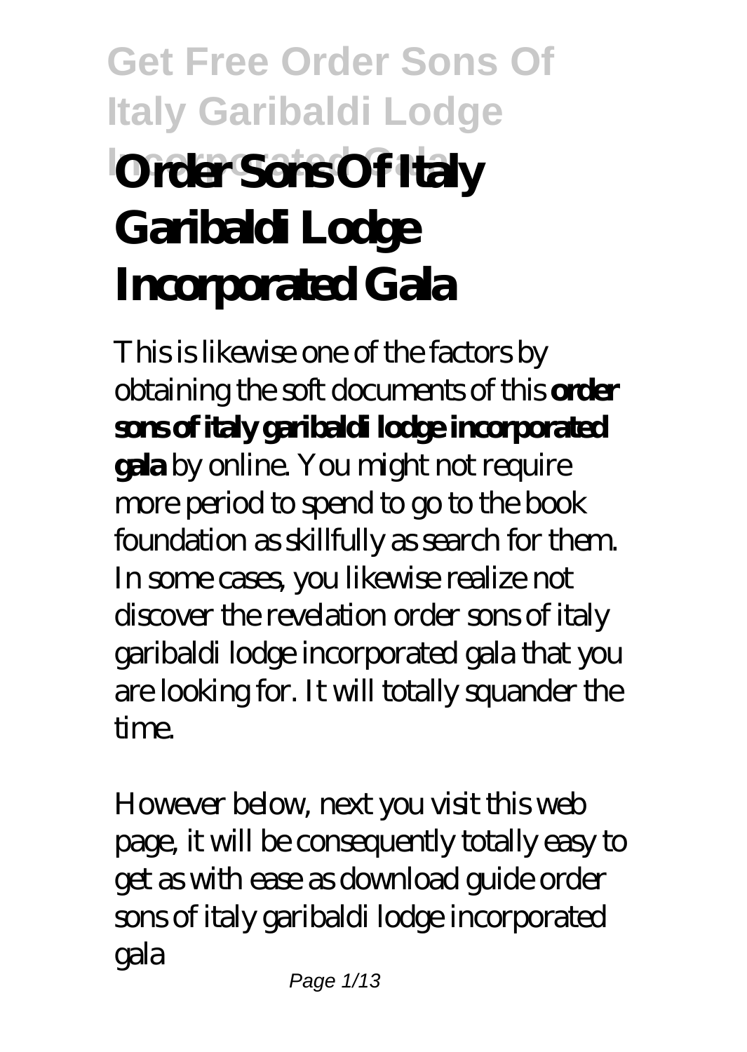# Order Sons Of Italy Garibaldi Lodge Incorporated Gala

This is likewise one of the factors by obtaining the soft documents of this **order sons of italy garibaldi lodge incorporated gala** by online. You might not require more period to spend to go to the book foundation as skillfully as search for them. In some cases, you likewise realize not discover the revelation order sons of italy garibaldi lodge incorporated gala that you are looking for. It will totally squander the time.

However below, next you visit this web page, it will be consequently totally easy to get as with ease as download guide order sons of italy garibaldi lodge incorporated gala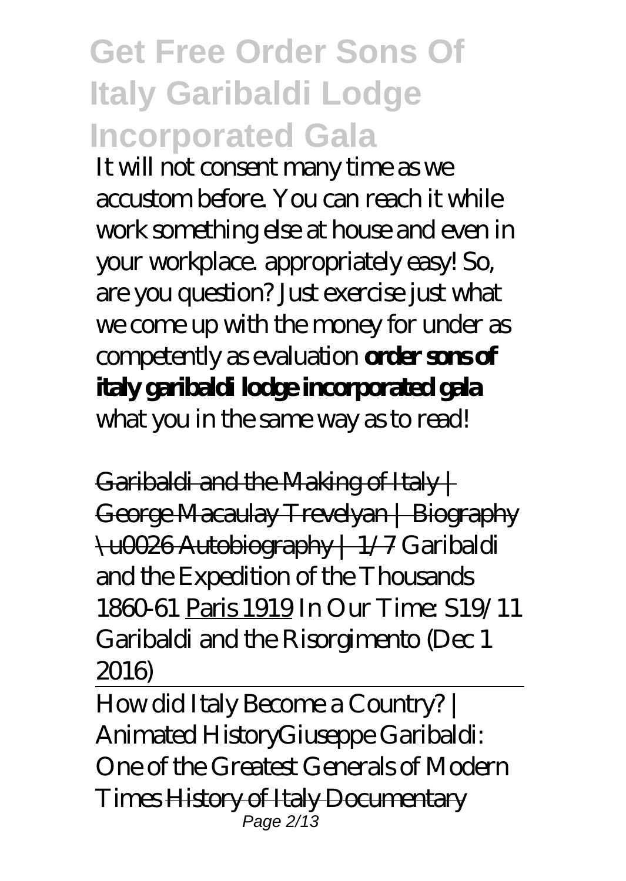# Get Free Order Sons Of Italy Garibaldi Lodge Incorporated Gala

It will not consent many time as we accustom before. You can reach it while work something else at house and even in your workplace. appropriately easy! So, are you question? Just exercise just what we come up with the money for under as competently as evaluation **order sons of italy garibaldi lodge incorporated gala** what you in the same way as to read!

~~Garibaldi and the Making of Italy | George Macaulay Trevelyan | Biography \u0026 Autobiography | 1/7~~ *Garibaldi and the Expedition of the Thousands 1860-61* Paris 1919 *In Our Time: S19/11 Garibaldi and the Risorgimento (Dec 1 2016)*

~~How did Italy Become a Country? | Animated History~~ *Giuseppe Garibaldi: One of the Greatest Generals of Modern Times* ~~History of Italy Documentary~~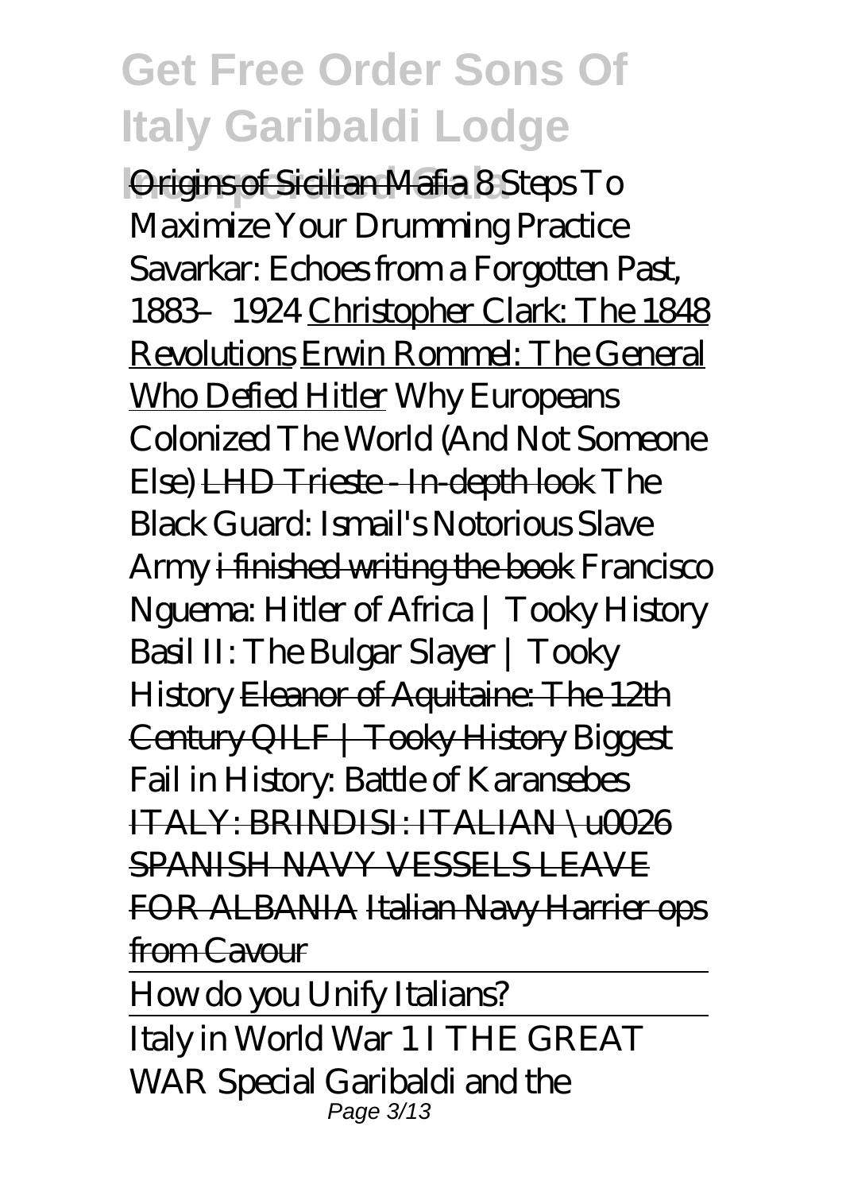Origins of Sicilian Mafia *8 Steps To Maximize Your Drumming Practice* *Savarkar: Echoes from a Forgotten Past, 1883–1924* Christopher Clark: The 1848 Revolutions Erwin Rommel: The General Who Defied Hitler *Why Europeans Colonized The World (And Not Someone Else)* LHD Trieste - In-depth look *The Black Guard: Ismail's Notorious Slave Army* i finished writing the book *Francisco Nguema: Hitler of Africa | Tooky History* *Basil II: The Bulgar Slayer | Tooky History* Eleanor of Aquitaine: The 12th Century QILF | Tooky History *Biggest Fail in History: Battle of Karansebes* ITALY: BRINDISI: ITALIAN \u0026 SPANISH NAVY VESSELS LEAVE FOR ALBANIA Italian Navy Harrier ops from Cavour

How do you Unify Italians?

Italy in World War 1 I THE GREAT WAR Special *Garibaldi and the*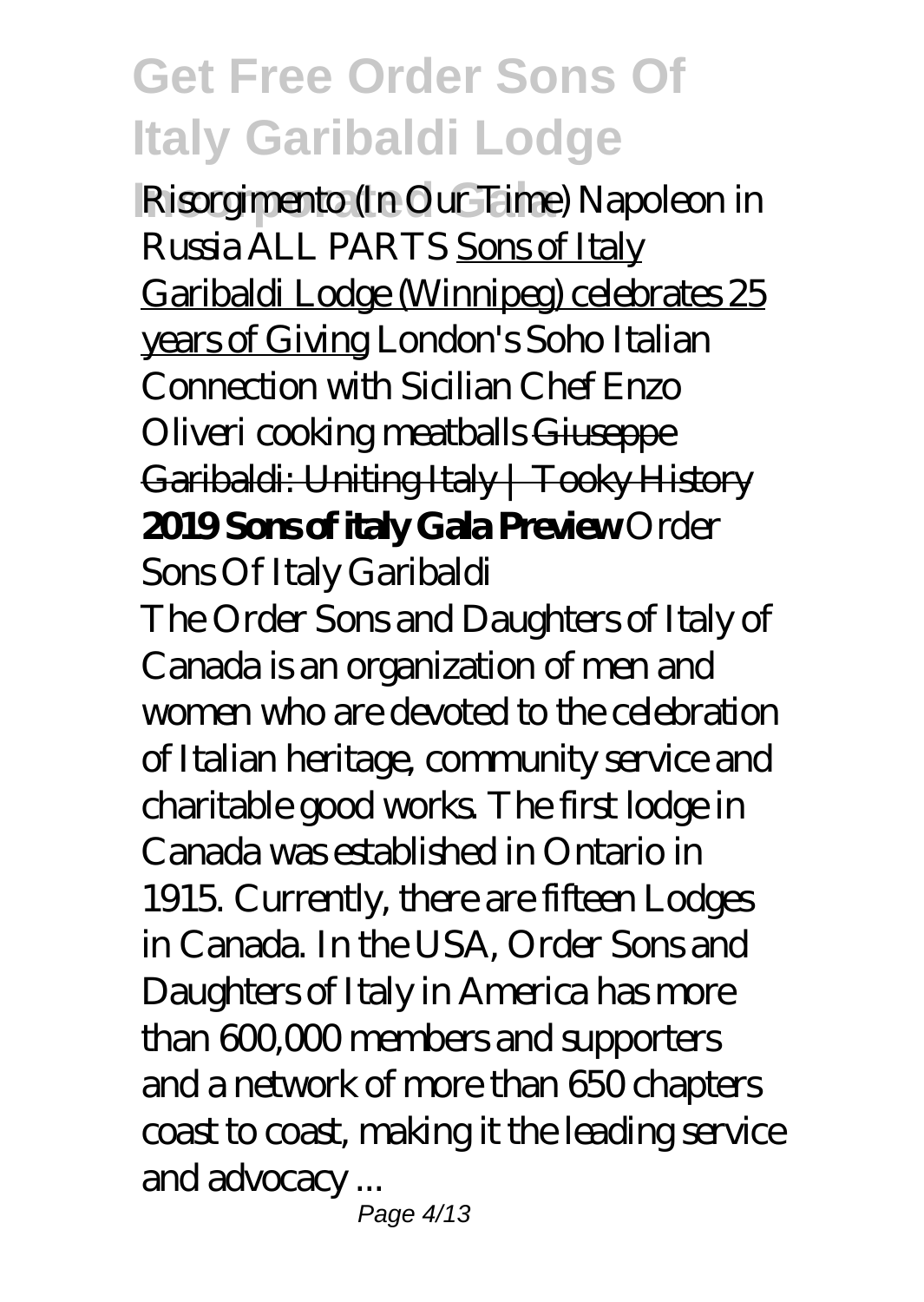*Risorgimento (In Our Time)* *Napoleon in Russia ALL PARTS* Sons of Italy Garibaldi Lodge (Winnipeg) celebrates 25 years of Giving *London's Soho Italian Connection with Sicilian Chef Enzo Oliveri cooking meatballs* ~~Giuseppe Garibaldi: Uniting Italy | Tooky History~~ **2019 Sons of italy Gala Preview** *Order Sons Of Italy Garibaldi*

The Order Sons and Daughters of Italy of Canada is an organization of men and women who are devoted to the celebration of Italian heritage, community service and charitable good works. The first lodge in Canada was established in Ontario in 1915. Currently, there are fifteen Lodges in Canada. In the USA, Order Sons and Daughters of Italy in America has more than 600,000 members and supporters and a network of more than 650 chapters coast to coast, making it the leading service and advocacy ...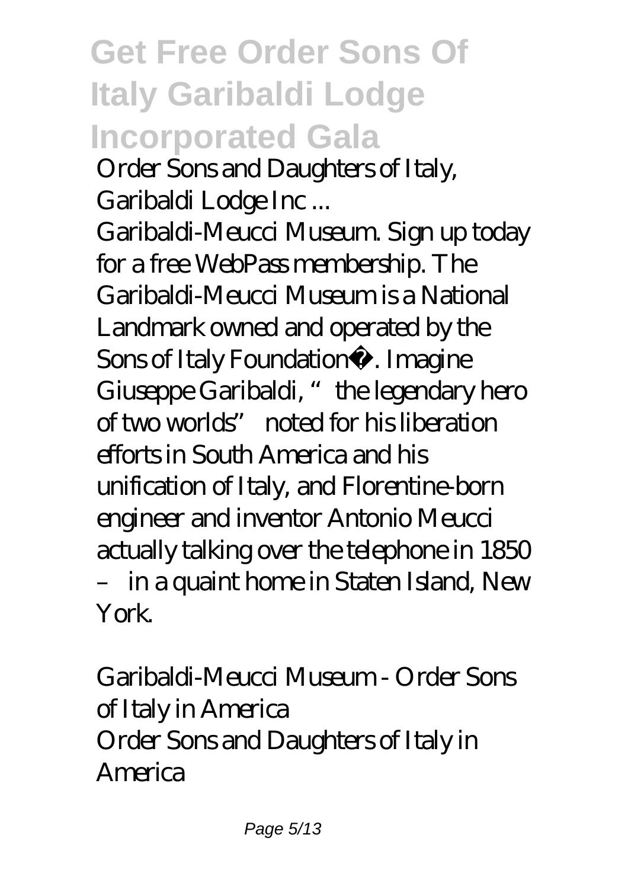# Get Free Order Sons Of Italy Garibaldi Lodge Incorporated Gala

*Order Sons and Daughters of Italy, Garibaldi Lodge Inc ...*

Garibaldi-Meucci Museum. Sign up today for a free WebPass membership. The Garibaldi-Meucci Museum is a National Landmark owned and operated by the Sons of Italy Foundation®. Imagine Giuseppe Garibaldi, "the legendary hero of two worlds" noted for his liberation efforts in South America and his unification of Italy, and Florentine-born engineer and inventor Antonio Meucci actually talking over the telephone in 1850 – in a quaint home in Staten Island, New York.

*Garibaldi-Meucci Museum - Order Sons of Italy in America*

Order Sons and Daughters of Italy in America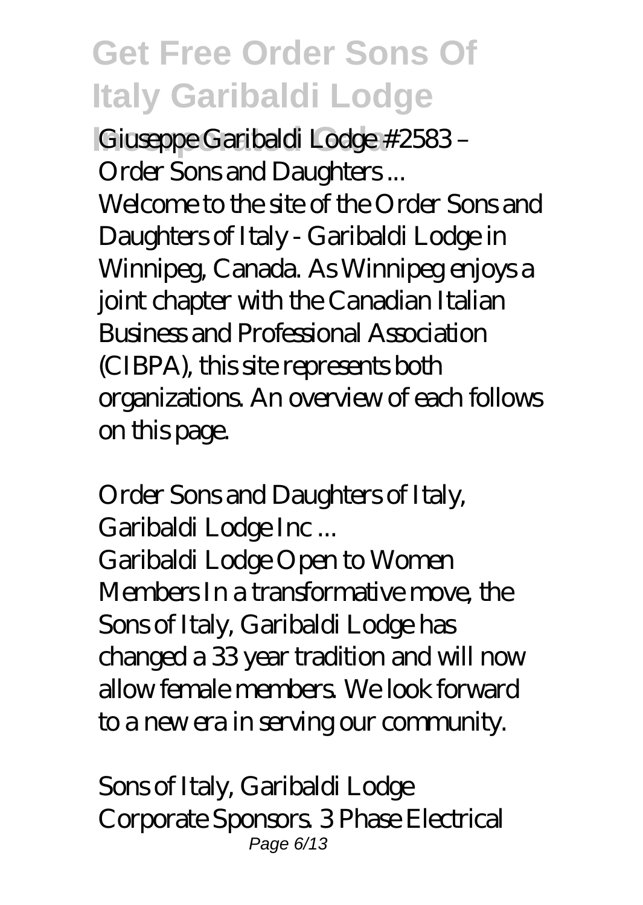*Giuseppe Garibaldi Lodge #2583 – Order Sons and Daughters ...*

Welcome to the site of the Order Sons and Daughters of Italy - Garibaldi Lodge in Winnipeg, Canada. As Winnipeg enjoys a joint chapter with the Canadian Italian Business and Professional Association (CIBPA), this site represents both organizations. An overview of each follows on this page.

*Order Sons and Daughters of Italy, Garibaldi Lodge Inc ...*

Garibaldi Lodge Open to Women Members In a transformative move, the Sons of Italy, Garibaldi Lodge has changed a 33 year tradition and will now allow female members. We look forward to a new era in serving our community.

*Sons of Italy, Garibaldi Lodge*

Corporate Sponsors. 3 Phase Electrical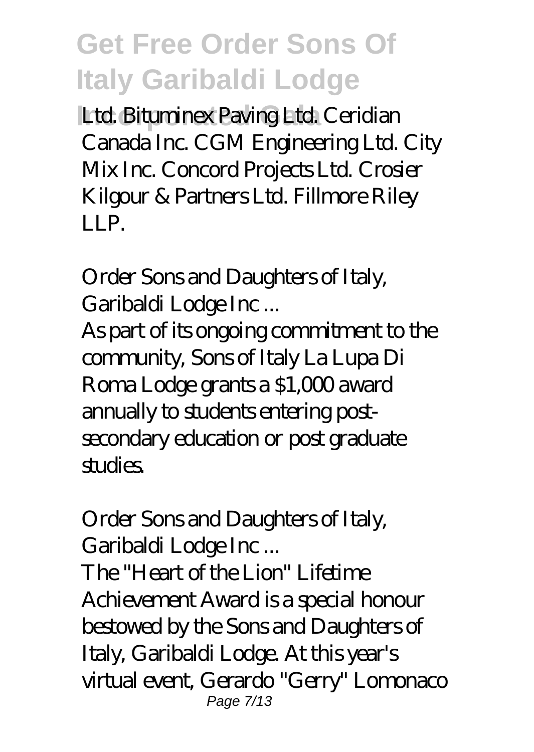Ltd. Bituminex Paving Ltd. Ceridian Canada Inc. CGM Engineering Ltd. City Mix Inc. Concord Projects Ltd. Crosier Kilgour & Partners Ltd. Fillmore Riley LLP.

*Order Sons and Daughters of Italy, Garibaldi Lodge Inc ...*

As part of its ongoing commitment to the community, Sons of Italy La Lupa Di Roma Lodge grants a $1,000 award annually to students entering post-secondary education or post graduate studies.

*Order Sons and Daughters of Italy, Garibaldi Lodge Inc ...*

The "Heart of the Lion" Lifetime Achievement Award is a special honour bestowed by the Sons and Daughters of Italy, Garibaldi Lodge. At this year's virtual event, Gerardo "Gerry" Lomonaco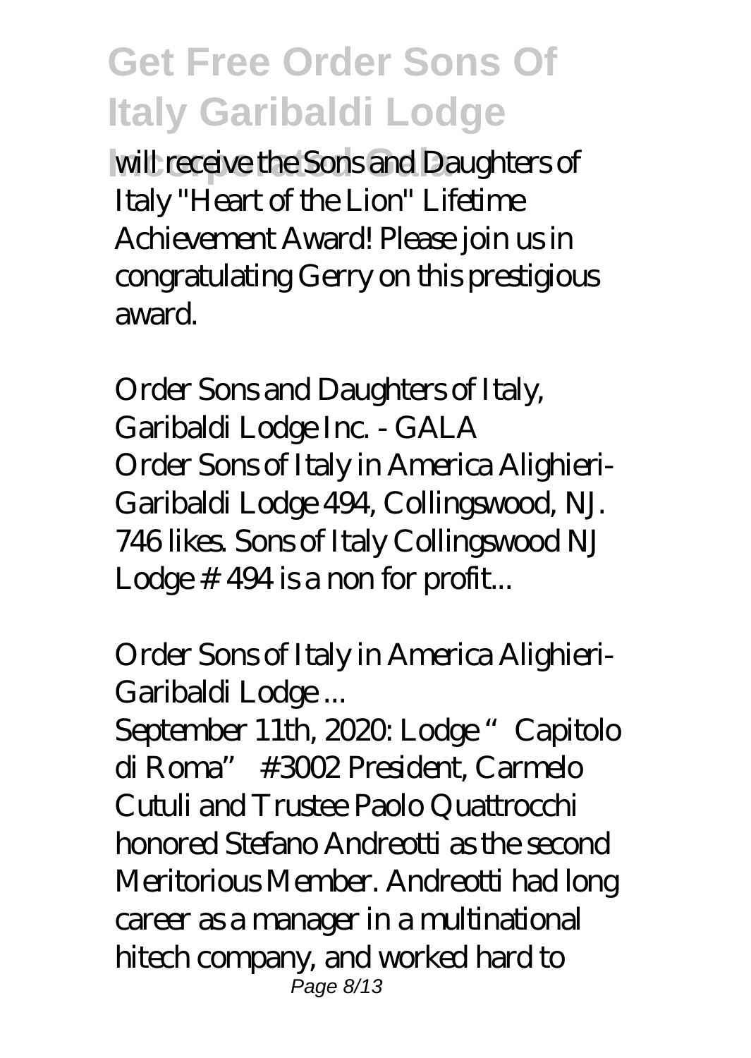will receive the Sons and Daughters of Italy "Heart of the Lion" Lifetime Achievement Award! Please join us in congratulating Gerry on this prestigious award.

*Order Sons and Daughters of Italy, Garibaldi Lodge Inc. - GALA*

Order Sons of Italy in America Alighieri-Garibaldi Lodge 494, Collingswood, NJ. 746 likes. Sons of Italy Collingswood NJ Lodge # 494 is a non for profit...

*Order Sons of Italy in America Alighieri-Garibaldi Lodge ...*

September 11th, 2020: Lodge "Capitolo di Roma" #3002 President, Carmelo Cutuli and Trustee Paolo Quattrocchi honored Stefano Andreotti as the second Meritorious Member. Andreotti had long career as a manager in a multinational hitech company, and worked hard to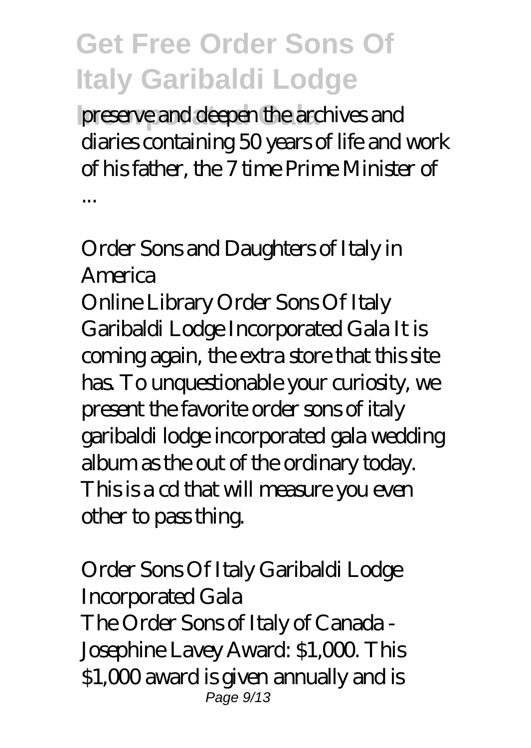preserve and deepen the archives and diaries containing 50 years of life and work of his father, the 7 time Prime Minister of ...

### *Order Sons and Daughters of Italy in America*

Online Library Order Sons Of Italy Garibaldi Lodge Incorporated Gala It is coming again, the extra store that this site has. To unquestionable your curiosity, we present the favorite order sons of italy garibaldi lodge incorporated gala wedding album as the out of the ordinary today. This is a cd that will measure you even other to pass thing.

### *Order Sons Of Italy Garibaldi Lodge Incorporated Gala*

The Order Sons of Italy of Canada - Josephine Lavey Award: $1,000. This $1,000 award is given annually and is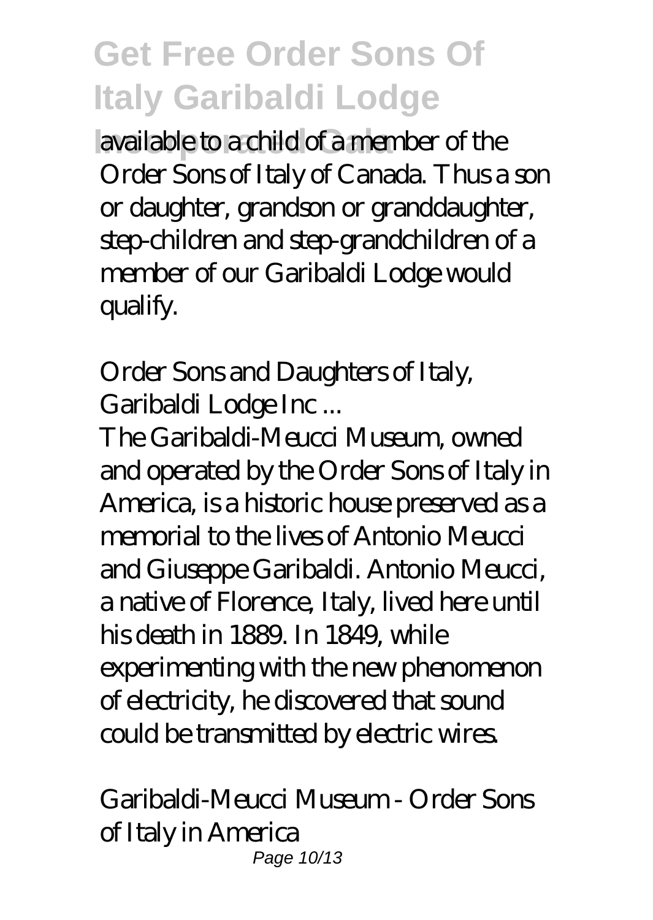available to a child of a member of the Order Sons of Italy of Canada. Thus a son or daughter, grandson or granddaughter, step-children and step-grandchildren of a member of our Garibaldi Lodge would qualify.

*Order Sons and Daughters of Italy, Garibaldi Lodge Inc ...*

The Garibaldi-Meucci Museum, owned and operated by the Order Sons of Italy in America, is a historic house preserved as a memorial to the lives of Antonio Meucci and Giuseppe Garibaldi. Antonio Meucci, a native of Florence, Italy, lived here until his death in 1889. In 1849, while experimenting with the new phenomenon of electricity, he discovered that sound could be transmitted by electric wires.

*Garibaldi-Meucci Museum - Order Sons of Italy in America*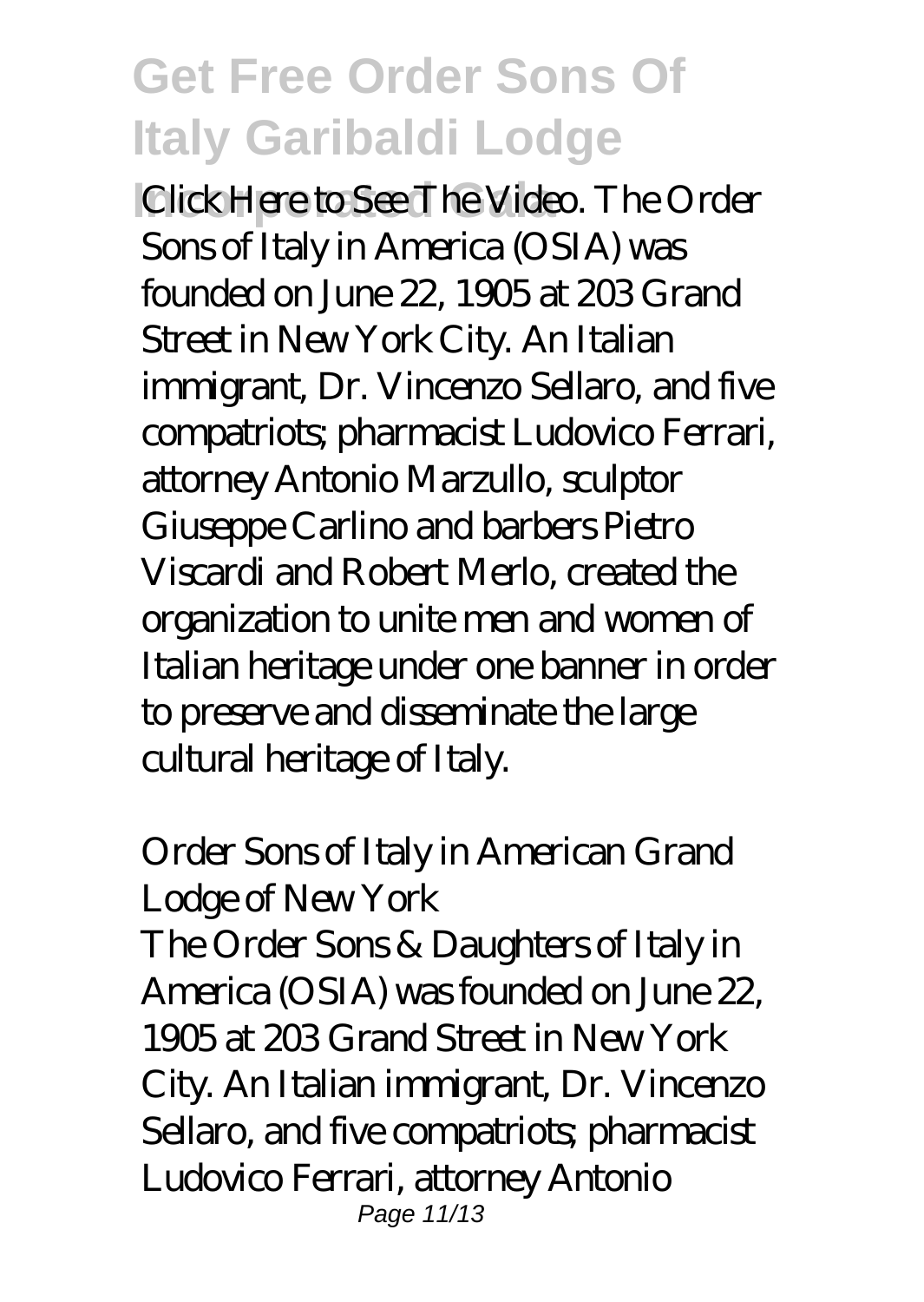Click Here to See The Video. The Order Sons of Italy in America (OSIA) was founded on June 22, 1905 at 203 Grand Street in New York City. An Italian immigrant, Dr. Vincenzo Sellaro, and five compatriots; pharmacist Ludovico Ferrari, attorney Antonio Marzullo, sculptor Giuseppe Carlino and barbers Pietro Viscardi and Robert Merlo, created the organization to unite men and women of Italian heritage under one banner in order to preserve and disseminate the large cultural heritage of Italy.

## Order Sons of Italy in American Grand Lodge of New York

The Order Sons & Daughters of Italy in America (OSIA) was founded on June 22, 1905 at 203 Grand Street in New York City. An Italian immigrant, Dr. Vincenzo Sellaro, and five compatriots; pharmacist Ludovico Ferrari, attorney Antonio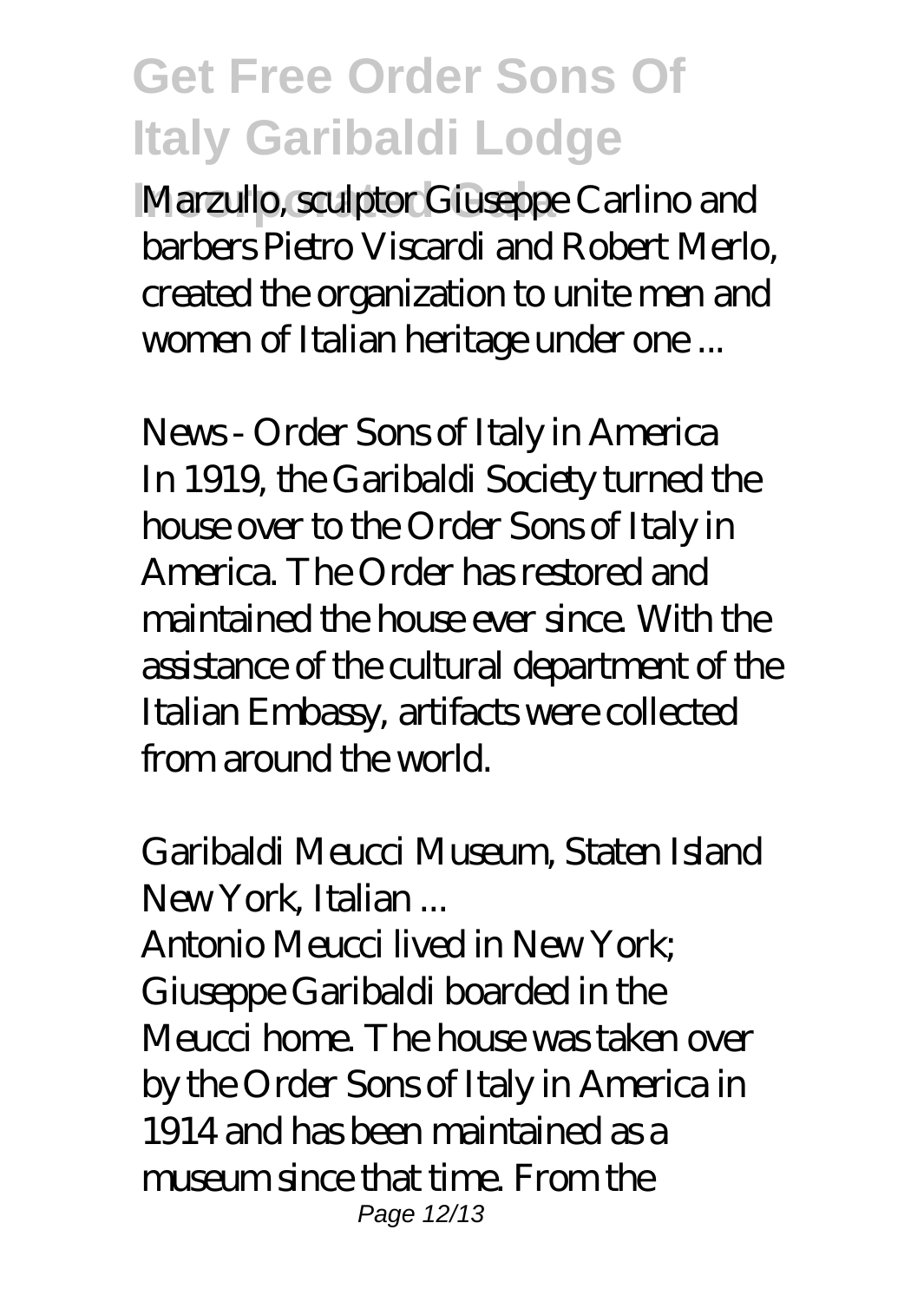Marzullo, sculptor Giuseppe Carlino and barbers Pietro Viscardi and Robert Merlo, created the organization to unite men and women of Italian heritage under one ...

*News - Order Sons of Italy in America*

In 1919, the Garibaldi Society turned the house over to the Order Sons of Italy in America. The Order has restored and maintained the house ever since. With the assistance of the cultural department of the Italian Embassy, artifacts were collected from around the world.

*Garibaldi Meucci Museum, Staten Island New York, Italian ...*

Antonio Meucci lived in New York; Giuseppe Garibaldi boarded in the Meucci home. The house was taken over by the Order Sons of Italy in America in 1914 and has been maintained as a museum since that time. From the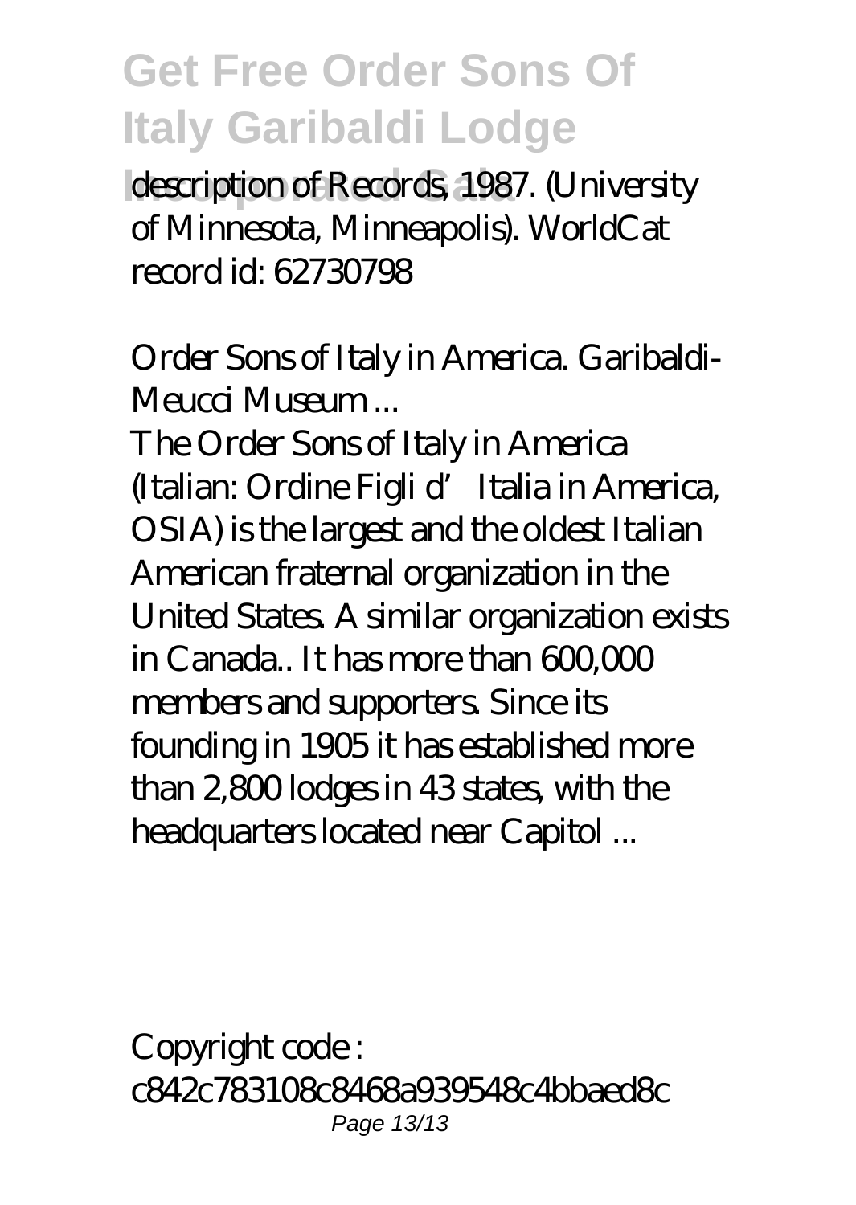description of Records, 1987. (University of Minnesota, Minneapolis). WorldCat record id: 62730798

*Order Sons of Italy in America. Garibaldi-Meucci Museum ...*

The Order Sons of Italy in America (Italian: Ordine Figli d'Italia in America, OSIA) is the largest and the oldest Italian American fraternal organization in the United States. A similar organization exists in Canada.. It has more than 600,000 members and supporters. Since its founding in 1905 it has established more than 2,800 lodges in 43 states, with the headquarters located near Capitol ...

Copyright code : c842c783108c8468a939548c4bbaed8c